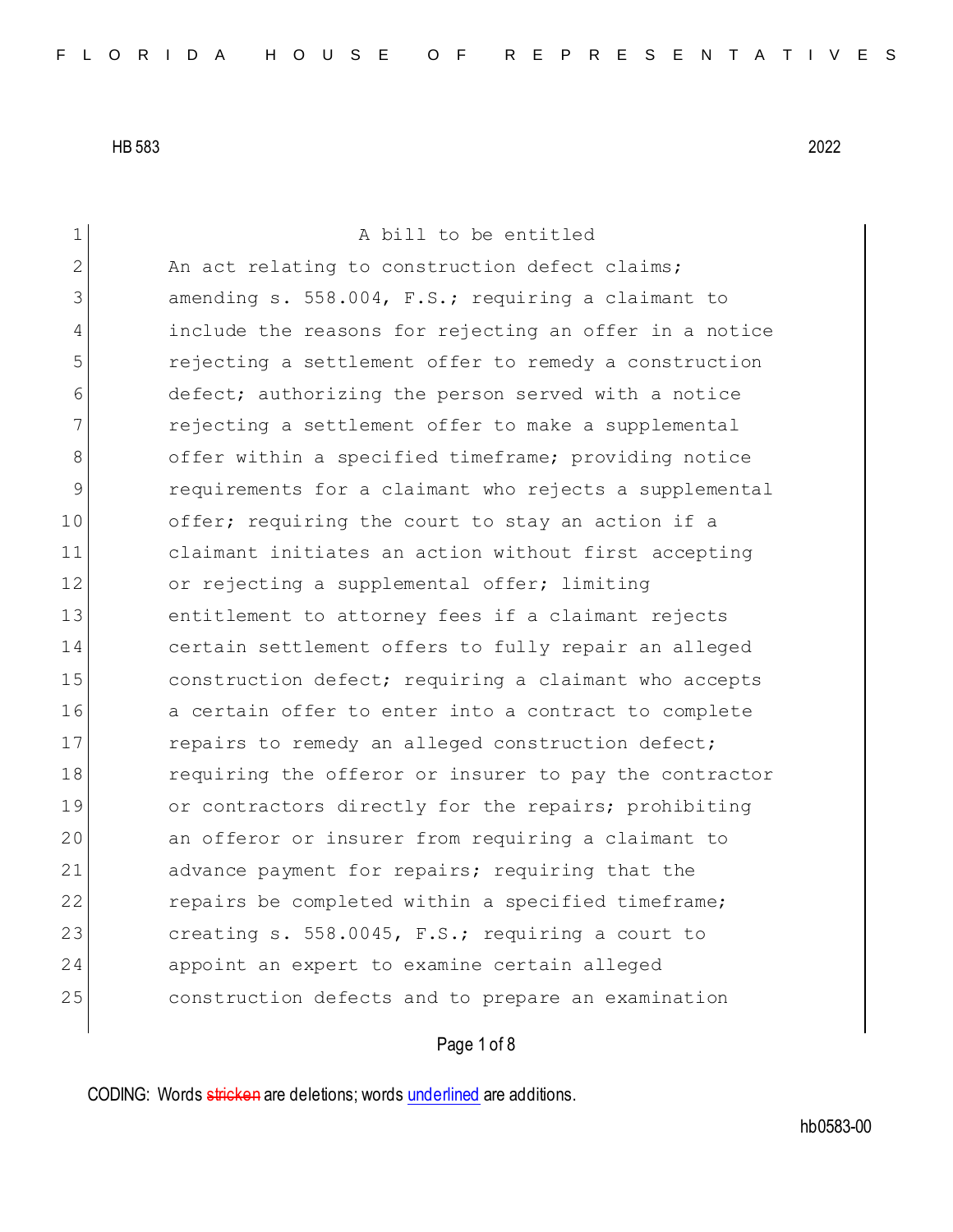HB 583 2022

A bill to be entitled

An act relating to construction defect claims; amending s. 558.004, F.S.; requiring a claimant to include the reasons for rejecting an offer in a notice rejecting a settlement offer to remedy a construction defect; authorizing the person served with a notice rejecting a settlement offer to make a supplemental offer within a specified timeframe; providing notice requirements for a claimant who rejects a supplemental offer; requiring the court to stay an action if a claimant initiates an action without first accepting or rejecting a supplemental offer; limiting entitlement to attorney fees if a claimant rejects certain settlement offers to fully repair an alleged construction defect; requiring a claimant who accepts a certain offer to enter into a contract to complete repairs to remedy an alleged construction defect; requiring the offeror or insurer to pay the contractor or contractors directly for the repairs; prohibiting an offeror or insurer from requiring a claimant to advance payment for repairs; requiring that the repairs be completed within a specified timeframe; creating s. 558.0045, F.S.; requiring a court to appoint an expert to examine certain alleged construction defects and to prepare an examination

CODING: Words ~~stricken~~ are deletions; words underlined are additions.

hb0583-00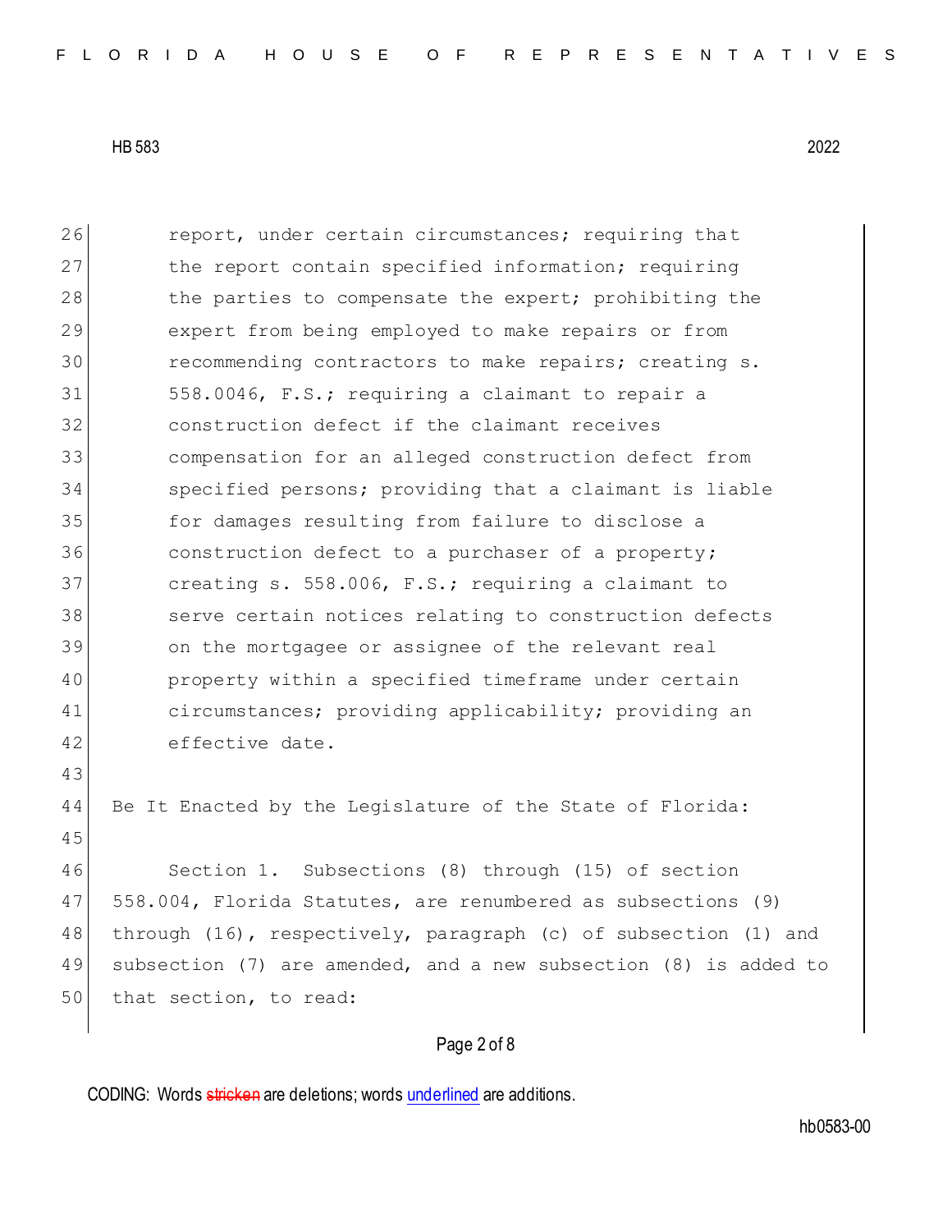report, under certain circumstances; requiring that the report contain specified information; requiring the parties to compensate the expert; prohibiting the expert from being employed to make repairs or from recommending contractors to make repairs; creating s. 558.0046, F.S.; requiring a claimant to repair a construction defect if the claimant receives compensation for an alleged construction defect from specified persons; providing that a claimant is liable for damages resulting from failure to disclose a construction defect to a purchaser of a property; creating s. 558.006, F.S.; requiring a claimant to serve certain notices relating to construction defects on the mortgagee or assignee of the relevant real property within a specified timeframe under certain circumstances; providing applicability; providing an effective date.

Be It Enacted by the Legislature of the State of Florida:

Section 1. Subsections (8) through (15) of section 558.004, Florida Statutes, are renumbered as subsections (9) through (16), respectively, paragraph (c) of subsection (1) and subsection (7) are amended, and a new subsection (8) is added to that section, to read: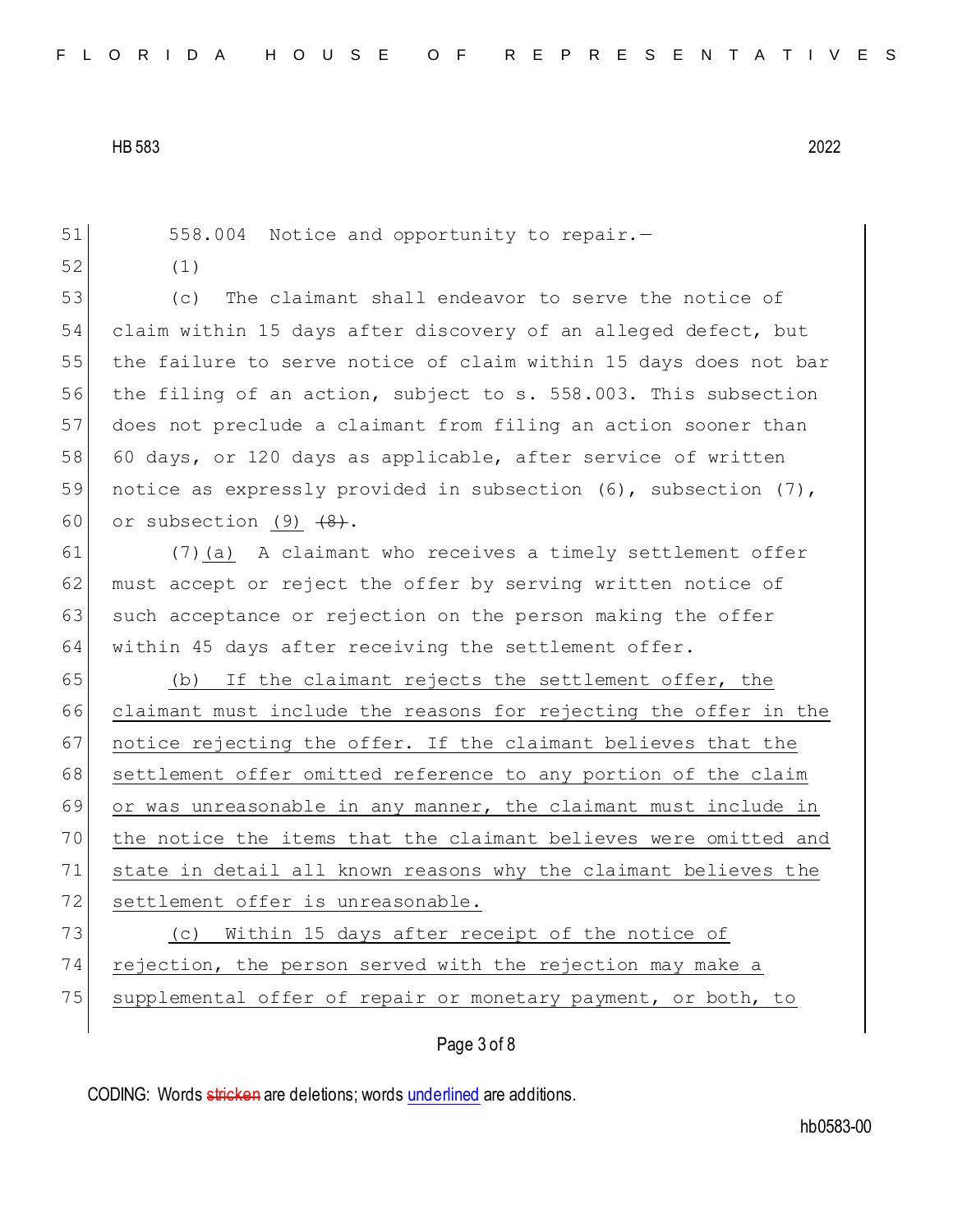558.004 Notice and opportunity to repair.—

(1)

(c) The claimant shall endeavor to serve the notice of claim within 15 days after discovery of an alleged defect, but the failure to serve notice of claim within 15 days does not bar the filing of an action, subject to s. 558.003. This subsection does not preclude a claimant from filing an action sooner than 60 days, or 120 days as applicable, after service of written notice as expressly provided in subsection (6), subsection (7), or subsection <u>(9)</u> ~~(8)~~.

(7)<u>(a)</u> A claimant who receives a timely settlement offer must accept or reject the offer by serving written notice of such acceptance or rejection on the person making the offer within 45 days after receiving the settlement offer.

<u>(b) If the claimant rejects the settlement offer, the claimant must include the reasons for rejecting the offer in the notice rejecting the offer. If the claimant believes that the settlement offer omitted reference to any portion of the claim or was unreasonable in any manner, the claimant must include in the notice the items that the claimant believes were omitted and state in detail all known reasons why the claimant believes the settlement offer is unreasonable.</u>

<u>(c) Within 15 days after receipt of the notice of rejection, the person served with the rejection may make a supplemental offer of repair or monetary payment, or both, to</u>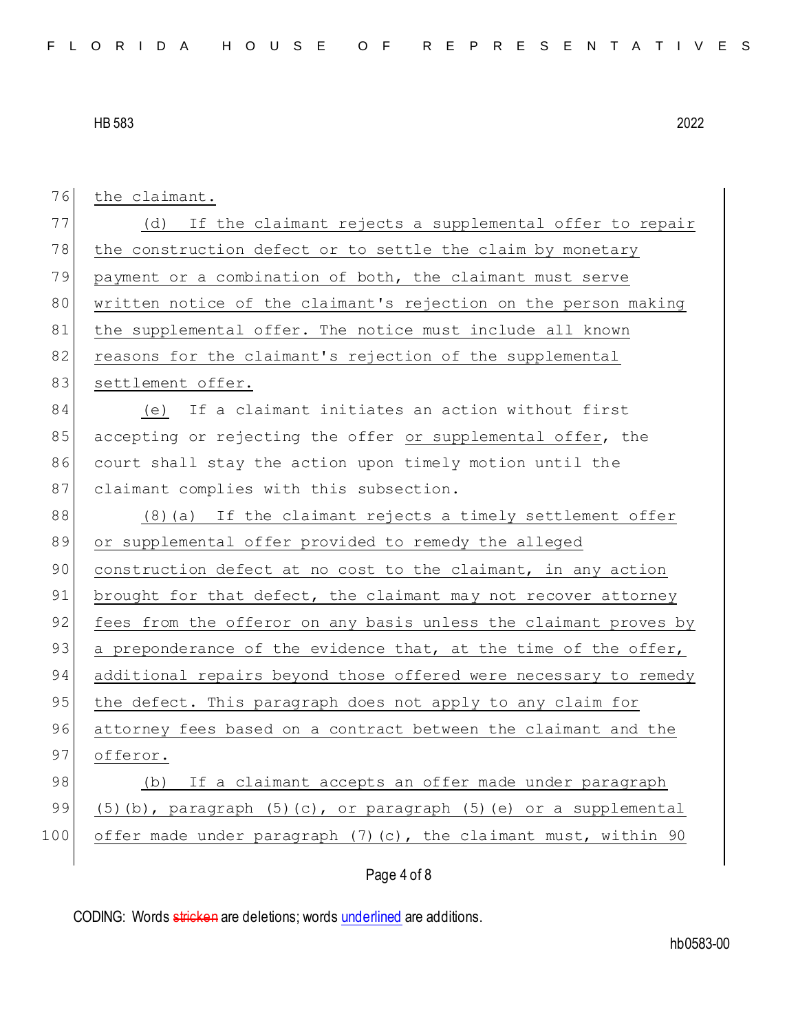the claimant.

(d) If the claimant rejects a supplemental offer to repair the construction defect or to settle the claim by monetary payment or a combination of both, the claimant must serve written notice of the claimant's rejection on the person making the supplemental offer. The notice must include all known reasons for the claimant's rejection of the supplemental settlement offer.

(e) If a claimant initiates an action without first accepting or rejecting the offer or supplemental offer, the court shall stay the action upon timely motion until the claimant complies with this subsection.

(8)(a) If the claimant rejects a timely settlement offer or supplemental offer provided to remedy the alleged construction defect at no cost to the claimant, in any action brought for that defect, the claimant may not recover attorney fees from the offeror on any basis unless the claimant proves by a preponderance of the evidence that, at the time of the offer, additional repairs beyond those offered were necessary to remedy the defect. This paragraph does not apply to any claim for attorney fees based on a contract between the claimant and the offeror.

(b) If a claimant accepts an offer made under paragraph (5)(b), paragraph (5)(c), or paragraph (5)(e) or a supplemental offer made under paragraph (7)(c), the claimant must, within 90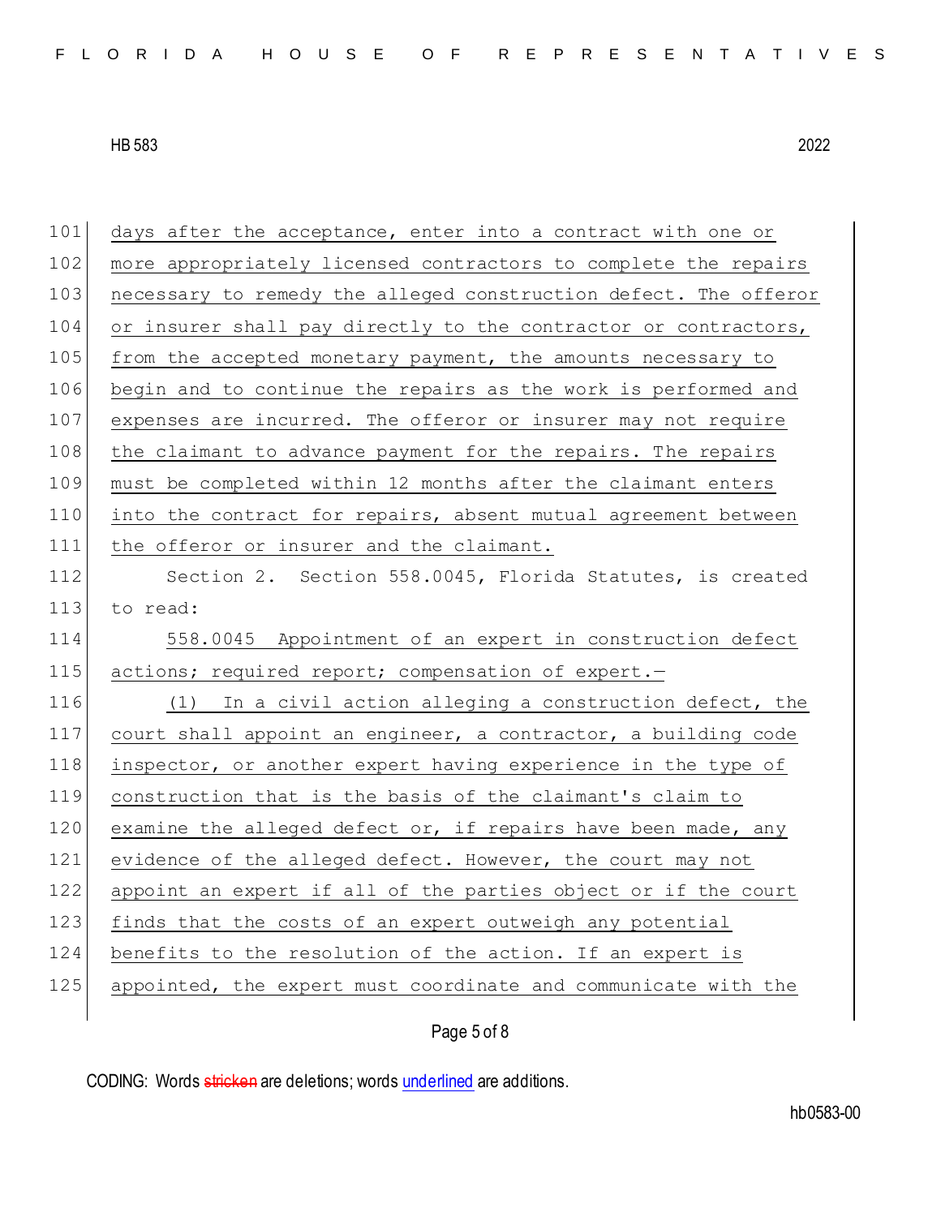days after the acceptance, enter into a contract with one or more appropriately licensed contractors to complete the repairs necessary to remedy the alleged construction defect. The offeror or insurer shall pay directly to the contractor or contractors, from the accepted monetary payment, the amounts necessary to begin and to continue the repairs as the work is performed and expenses are incurred. The offeror or insurer may not require the claimant to advance payment for the repairs. The repairs must be completed within 12 months after the claimant enters into the contract for repairs, absent mutual agreement between the offeror or insurer and the claimant.

Section 2. Section 558.0045, Florida Statutes, is created to read:

558.0045 Appointment of an expert in construction defect actions; required report; compensation of expert.—

(1) In a civil action alleging a construction defect, the court shall appoint an engineer, a contractor, a building code inspector, or another expert having experience in the type of construction that is the basis of the claimant's claim to examine the alleged defect or, if repairs have been made, any evidence of the alleged defect. However, the court may not appoint an expert if all of the parties object or if the court finds that the costs of an expert outweigh any potential benefits to the resolution of the action. If an expert is appointed, the expert must coordinate and communicate with the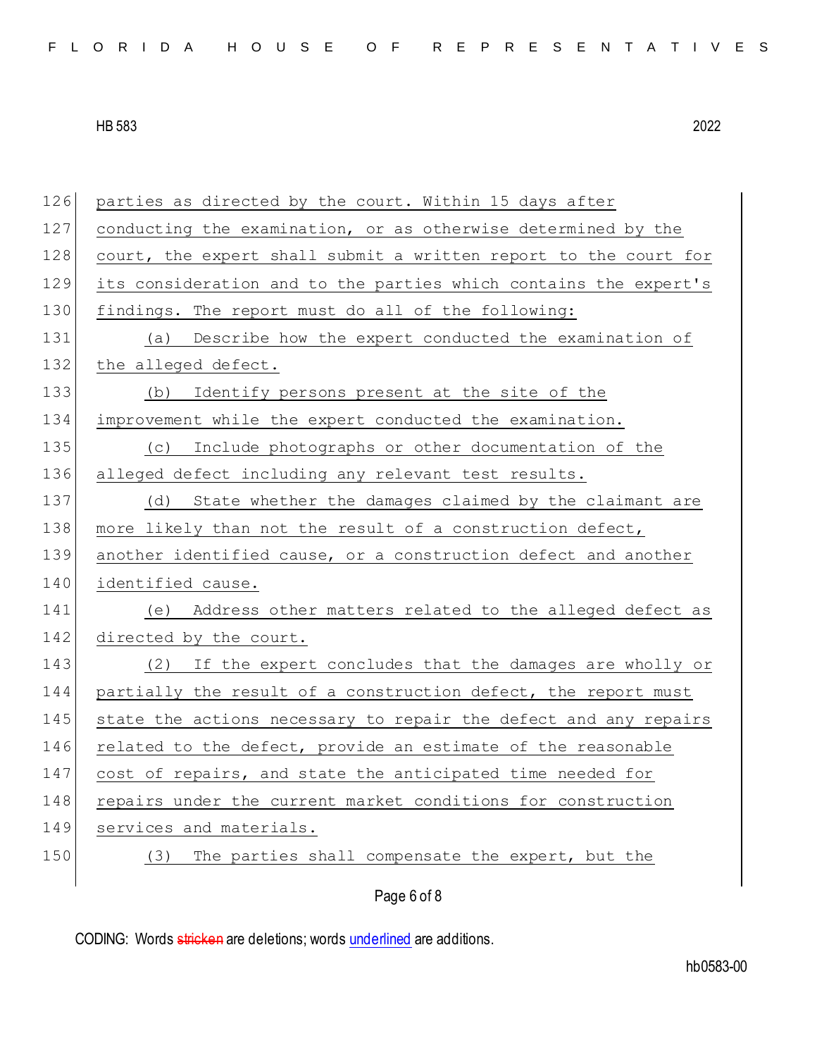parties as directed by the court. Within 15 days after conducting the examination, or as otherwise determined by the court, the expert shall submit a written report to the court for its consideration and to the parties which contains the expert's findings. The report must do all of the following:

(a) Describe how the expert conducted the examination of the alleged defect.

(b) Identify persons present at the site of the improvement while the expert conducted the examination.

(c) Include photographs or other documentation of the alleged defect including any relevant test results.

(d) State whether the damages claimed by the claimant are more likely than not the result of a construction defect, another identified cause, or a construction defect and another identified cause.

(e) Address other matters related to the alleged defect as directed by the court.

(2) If the expert concludes that the damages are wholly or partially the result of a construction defect, the report must state the actions necessary to repair the defect and any repairs related to the defect, provide an estimate of the reasonable cost of repairs, and state the anticipated time needed for repairs under the current market conditions for construction services and materials.

(3) The parties shall compensate the expert, but the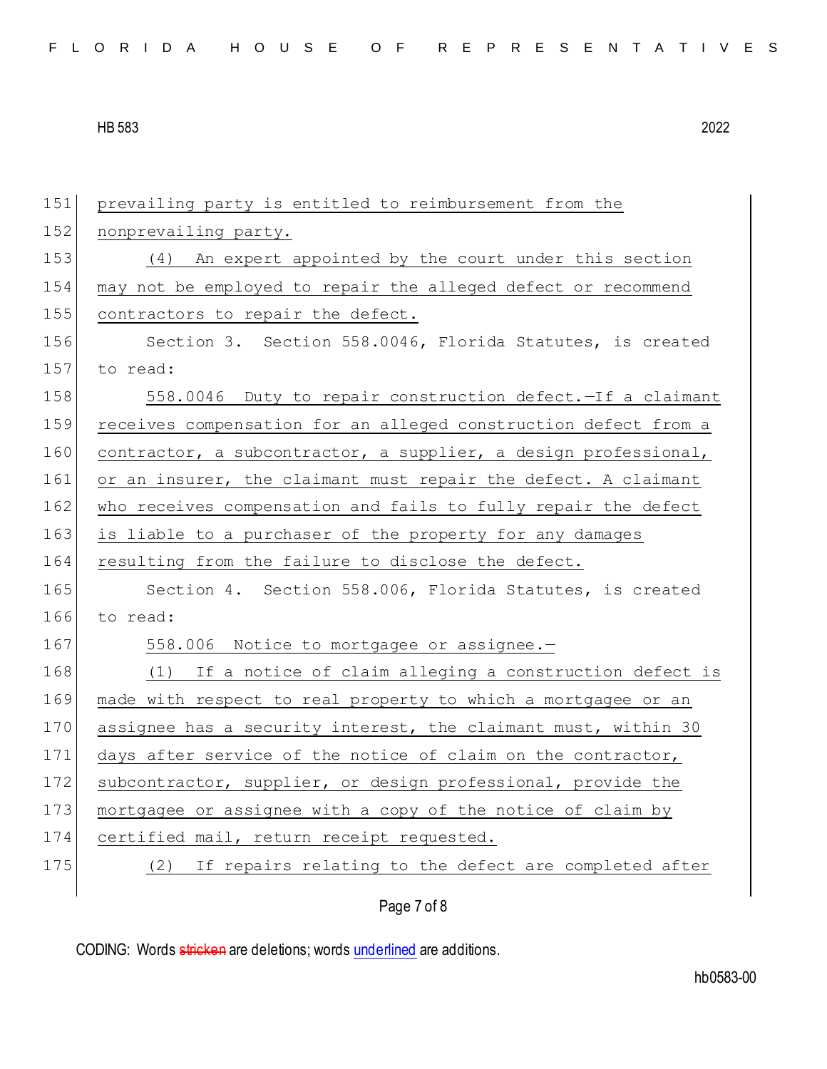prevailing party is entitled to reimbursement from the nonprevailing party.

(4) An expert appointed by the court under this section may not be employed to repair the alleged defect or recommend contractors to repair the defect.

Section 3. Section 558.0046, Florida Statutes, is created to read:

558.0046 Duty to repair construction defect.—If a claimant receives compensation for an alleged construction defect from a contractor, a subcontractor, a supplier, a design professional, or an insurer, the claimant must repair the defect. A claimant who receives compensation and fails to fully repair the defect is liable to a purchaser of the property for any damages resulting from the failure to disclose the defect.

Section 4. Section 558.006, Florida Statutes, is created to read:

558.006 Notice to mortgagee or assignee.—

(1) If a notice of claim alleging a construction defect is made with respect to real property to which a mortgagee or an assignee has a security interest, the claimant must, within 30 days after service of the notice of claim on the contractor, subcontractor, supplier, or design professional, provide the mortgagee or assignee with a copy of the notice of claim by certified mail, return receipt requested.

(2) If repairs relating to the defect are completed after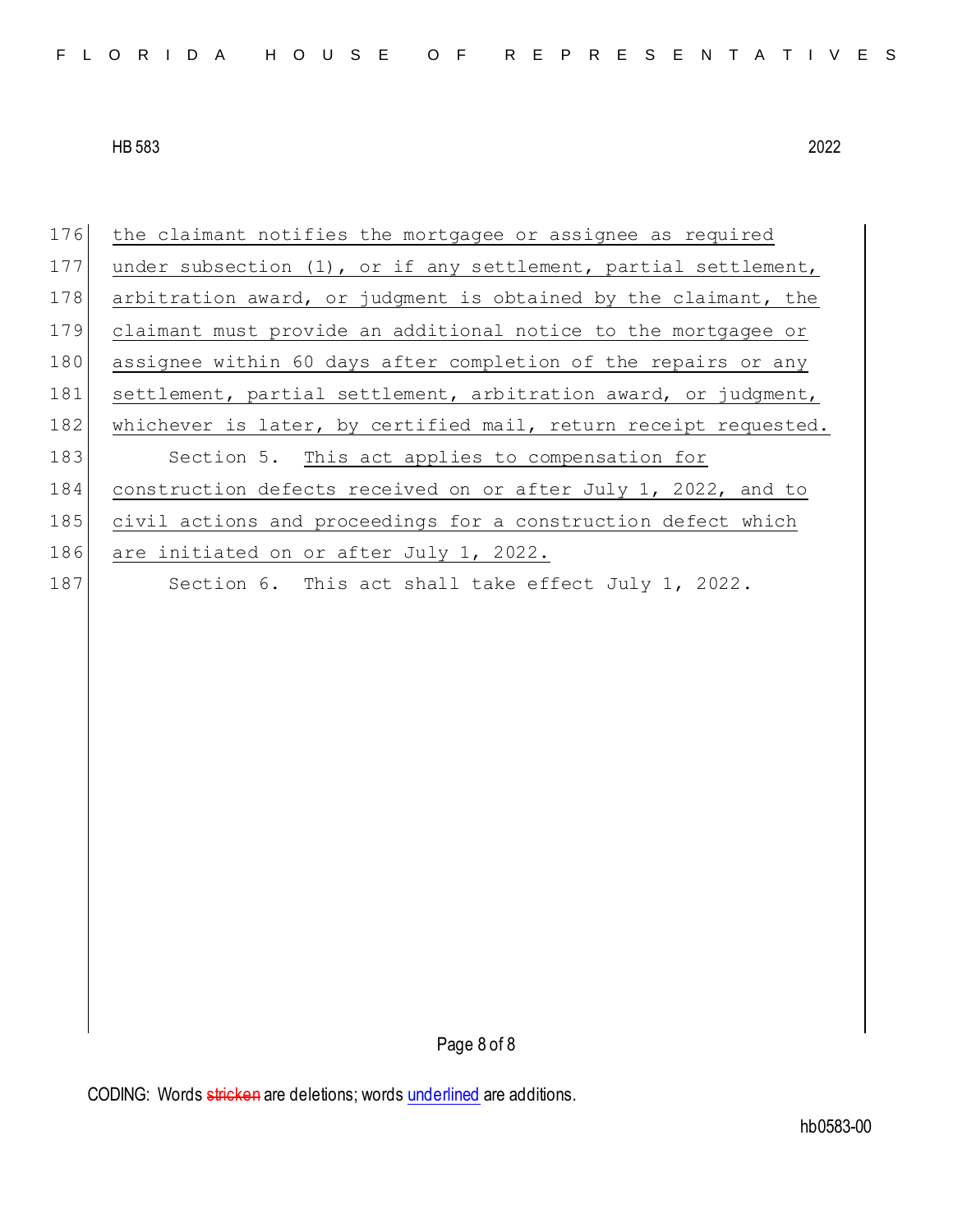176 the claimant notifies the mortgagee or assignee as required
177 under subsection (1), or if any settlement, partial settlement,
178 arbitration award, or judgment is obtained by the claimant, the
179 claimant must provide an additional notice to the mortgagee or
180 assignee within 60 days after completion of the repairs or any
181 settlement, partial settlement, arbitration award, or judgment,
182 whichever is later, by certified mail, return receipt requested.
183 Section 5. This act applies to compensation for
184 construction defects received on or after July 1, 2022, and to
185 civil actions and proceedings for a construction defect which
186 are initiated on or after July 1, 2022.
187 Section 6. This act shall take effect July 1, 2022.

CODING: Words stricken are deletions; words underlined are additions.

hb0583-00